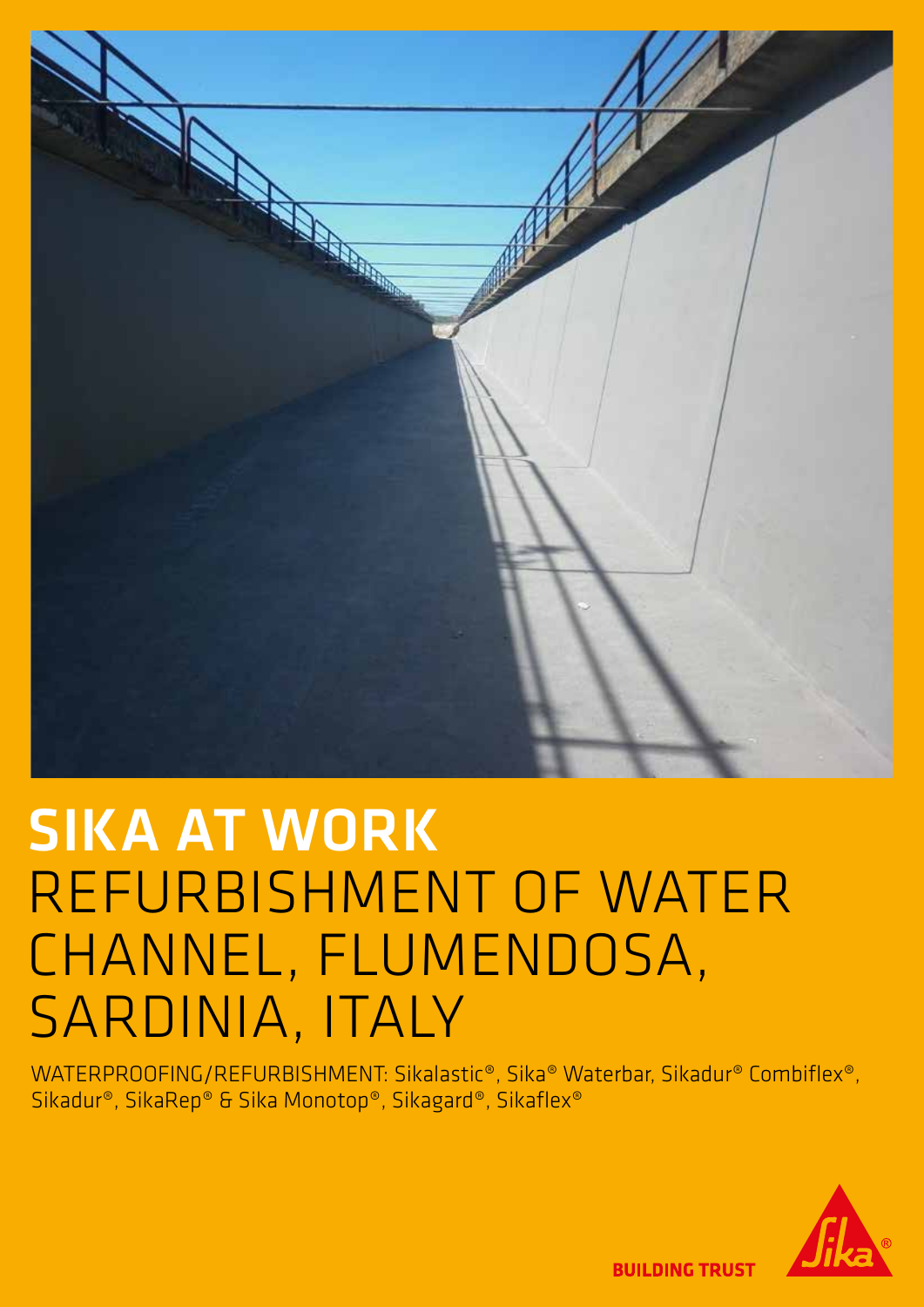# SIKA AT WORK

# REFURBISHMENT OF WATER CHANNEL, FLUMENDOSA, SARDINIA, ITALY

WATERPROOFING/REFURBISHMENT: Sikalastic®, Sika® Waterbar, Sikadur® Combiflex®, Sikadur®, SikaRep® & Sika Monotop®, Sikagard®, Sikaflex®

BUILDING TRUST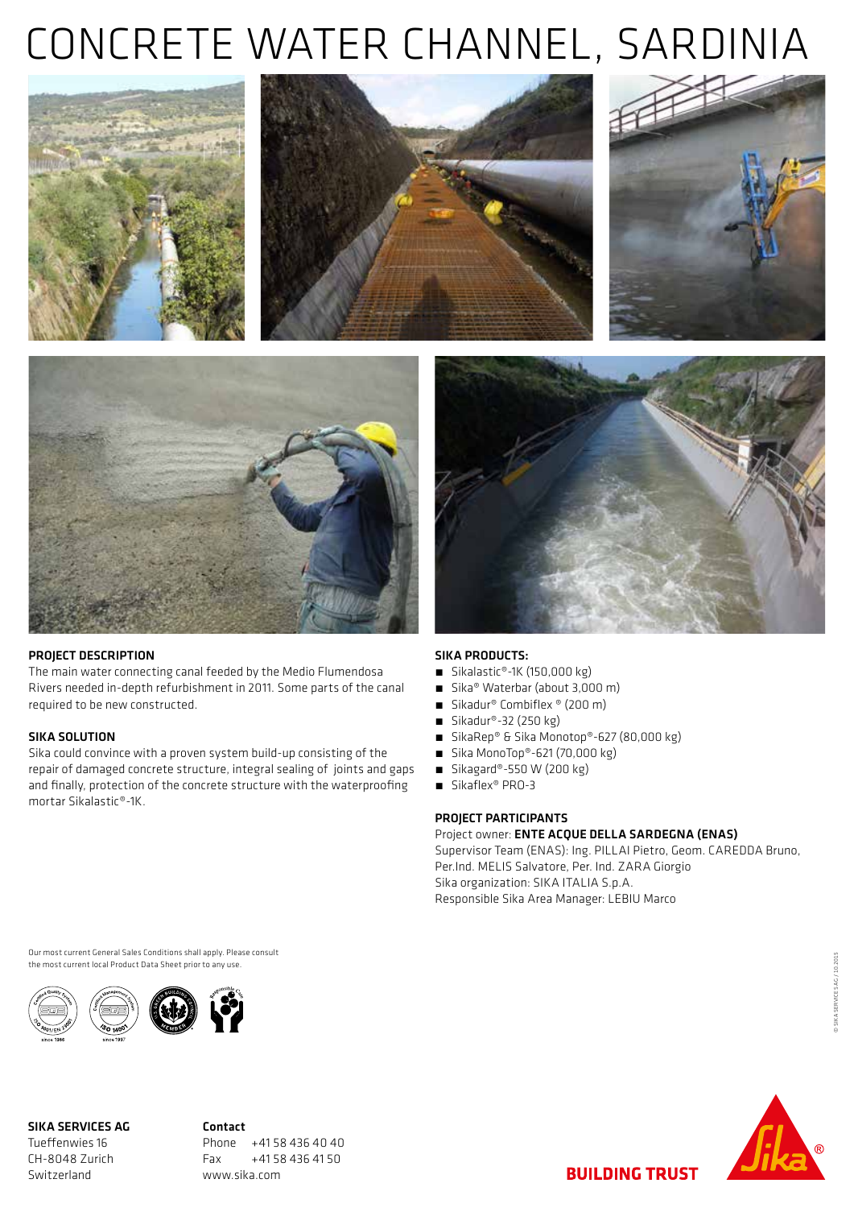# CONCRETE WATER CHANNEL, SARDINIA

## PROJECT DESCRIPTION

The main water connecting canal feeded by the Medio Flumendosa Rivers needed in-depth refurbishment in 2011. Some parts of the canal required to be new constructed.

## SIKA SOLUTION

Sika could convince with a proven system build-up consisting of the repair of damaged concrete structure, integral sealing of joints and gaps and finally, protection of the concrete structure with the waterproofing mortar Sikalastic®-1K.

## SIKA PRODUCTS:

- Sikalastic®-1K (150,000 kg)
- Sika® Waterbar (about 3,000 m)
- Sikadur® Combiflex ® (200 m)
- Sikadur®-32 (250 kg)
- SikaRep® & Sika Monotop®-627 (80,000 kg)
- Sika MonoTop®-621 (70,000 kg)
- Sikagard®-550 W (200 kg)
- Sikaflex® PRO-3

## PROJECT PARTICIPANTS

Project owner: **ENTE ACQUE DELLA SARDEGNA (ENAS)**
Supervisor Team (ENAS): Ing. PILLAI Pietro, Geom. CAREDDA Bruno, Per.Ind. MELIS Salvatore, Per. Ind. ZARA Giorgio
Sika organization: SIKA ITALIA S.p.A.
Responsible Sika Area Manager: LEBIU Marco

Our most current General Sales Conditions shall apply. Please consult the most current local Product Data Sheet prior to any use.

**SIKA SERVICES AG**
Tueffenwies 16
CH-8048 Zurich
Switzerland

**Contact**
Phone +41 58 436 40 40
Fax +41 58 436 41 50
www.sika.com

**BUILDING TRUST**

© SIKA SERVICES AG / 10.2015